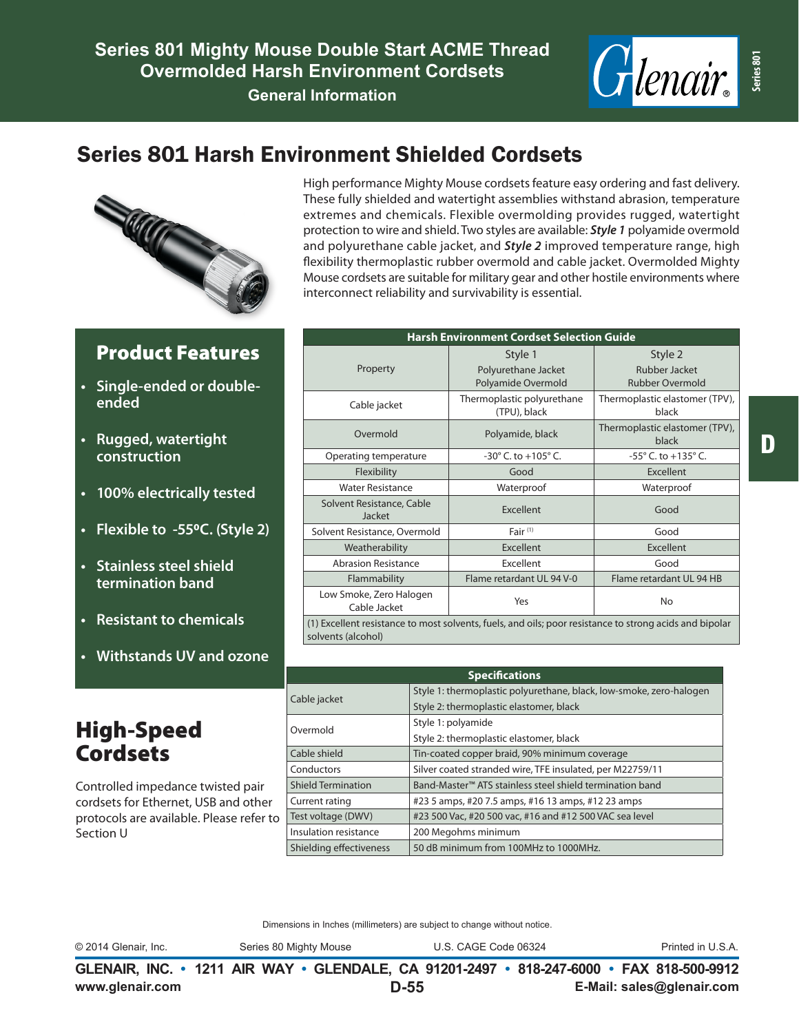# Series 801 Mighty Mouse Double Start ACME Thread Overmolded Harsh Environment Cordsets

General Information

## Series 801 Harsh Environment Shielded Cordsets

High performance Mighty Mouse cordsets feature easy ordering and fast delivery. These fully shielded and watertight assemblies withstand abrasion, temperature extremes and chemicals. Flexible overmolding provides rugged, watertight protection to wire and shield. Two styles are available: ***Style 1*** polyamide overmold and polyurethane cable jacket, and ***Style 2*** improved temperature range, high flexibility thermoplastic rubber overmold and cable jacket. Overmolded Mighty Mouse cordsets are suitable for military gear and other hostile environments where interconnect reliability and survivability is essential.

### Product Features

- Single-ended or double-ended
- Rugged, watertight construction
- 100% electrically tested
- Flexible to -55ºC. (Style 2)
- Stainless steel shield termination band
- Resistant to chemicals
- Withstands UV and ozone

**Harsh Environment Cordset Selection Guide**

| Property | Style 1 Polyurethane Jacket Polyamide Overmold | Style 2 Rubber Jacket Rubber Overmold |
|---|---|---|
| Cable jacket | Thermoplastic polyurethane (TPU), black | Thermoplastic elastomer (TPV), black |
| Overmold | Polyamide, black | Thermoplastic elastomer (TPV), black |
| Operating temperature | -30° C. to +105° C. | -55° C. to +135° C. |
| Flexibility | Good | Excellent |
| Water Resistance | Waterproof | Waterproof |
| Solvent Resistance, Cable Jacket | Excellent | Good |
| Solvent Resistance, Overmold | Fair [1] | Good |
| Weatherability | Excellent | Excellent |
| Abrasion Resistance | Excellent | Good |
| Flammability | Flame retardant UL 94 V-0 | Flame retardant UL 94 HB |
| Low Smoke, Zero Halogen Cable Jacket | Yes | No |

(1) Excellent resistance to most solvents, fuels, and oils; poor resistance to strong acids and bipolar solvents (alcohol)

**Specifications**

| | |
|---|---|
| Cable jacket | Style 1: thermoplastic polyurethane, black, low-smoke, zero-halogen<br>Style 2: thermoplastic elastomer, black |
| Overmold | Style 1: polyamide<br>Style 2: thermoplastic elastomer, black |
| Cable shield | Tin-coated copper braid, 90% minimum coverage |
| Conductors | Silver coated stranded wire, TFE insulated, per M22759/11 |
| Shield Termination | Band-Master™ ATS stainless steel shield termination band |
| Current rating | #23 5 amps, #20 7.5 amps, #16 13 amps, #12 23 amps |
| Test voltage (DWV) | #23 500 Vac, #20 500 vac, #16 and #12 500 VAC sea level |
| Insulation resistance | 200 Megohms minimum |
| Shielding effectiveness | 50 dB minimum from 100MHz to 1000MHz. |

## High-Speed Cordsets

Controlled impedance twisted pair cordsets for Ethernet, USB and other protocols are available. Please refer to Section U

Dimensions in Inches (millimeters) are subject to change without notice.

© 2014 Glenair, Inc. Series 80 Mighty Mouse U.S. CAGE Code 06324 Printed in U.S.A.

**GLENAIR, INC. • 1211 AIR WAY • GLENDALE, CA 91201-2497 • 818-247-6000 • FAX 818-500-9912**
**www.glenair.com** **E-Mail: sales@glenair.com**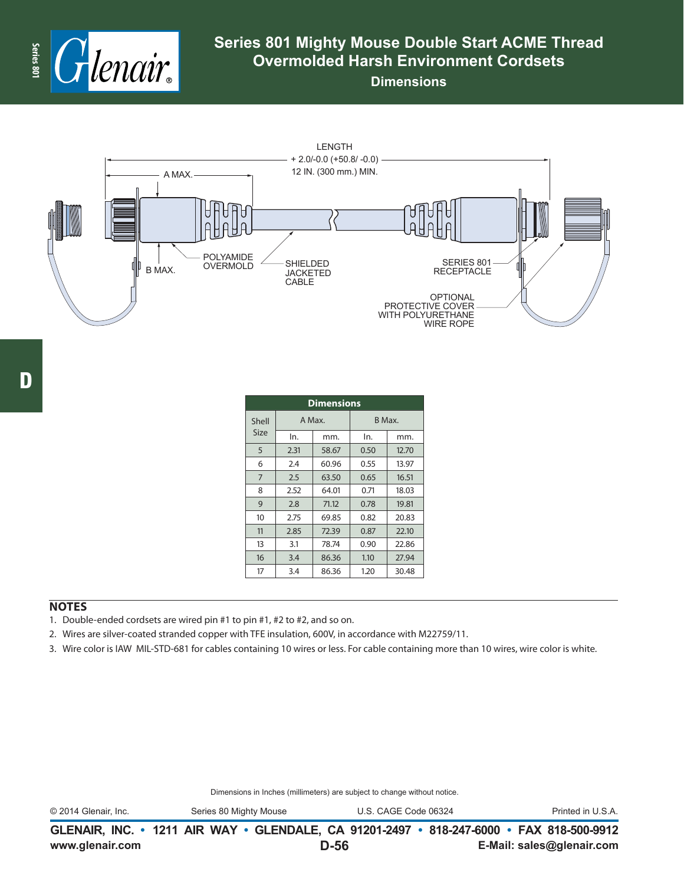# Series 801 Mighty Mouse Double Start ACME Thread Overmolded Harsh Environment Cordsets

## Dimensions

LENGTH
+ 2.0/-0.0 (+50.8/ -0.0)
12 IN. (300 mm.) MIN.

A MAX.

B MAX.

POLYAMIDE OVERMOLD

SHIELDED JACKETED CABLE

SERIES 801 RECEPTACLE

OPTIONAL PROTECTIVE COVER WITH POLYURETHANE WIRE ROPE

| Dimensions | | | | |
|---|---|---|---|---|
| Shell Size | A Max. | | B Max. | |
| | In. | mm. | In. | mm. |
| 5 | 2.31 | 58.67 | 0.50 | 12.70 |
| 6 | 2.4 | 60.96 | 0.55 | 13.97 |
| 7 | 2.5 | 63.50 | 0.65 | 16.51 |
| 8 | 2.52 | 64.01 | 0.71 | 18.03 |
| 9 | 2.8 | 71.12 | 0.78 | 19.81 |
| 10 | 2.75 | 69.85 | 0.82 | 20.83 |
| 11 | 2.85 | 72.39 | 0.87 | 22.10 |
| 13 | 3.1 | 78.74 | 0.90 | 22.86 |
| 16 | 3.4 | 86.36 | 1.10 | 27.94 |
| 17 | 3.4 | 86.36 | 1.20 | 30.48 |

## NOTES

1. Double-ended cordsets are wired pin #1 to pin #1, #2 to #2, and so on.
2. Wires are silver-coated stranded copper with TFE insulation, 600V, in accordance with M22759/11.
3. Wire color is IAW MIL-STD-681 for cables containing 10 wires or less. For cable containing more than 10 wires, wire color is white.

Dimensions in Inches (millimeters) are subject to change without notice.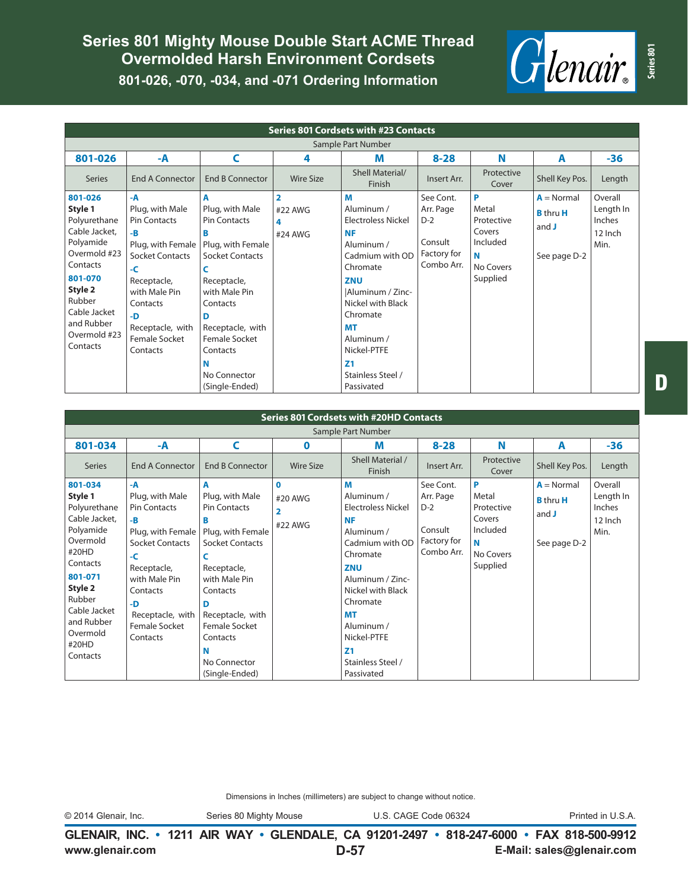# Series 801 Mighty Mouse Double Start ACME Thread Overmolded Harsh Environment Cordsets

## 801-026, -070, -034, and -071 Ordering Information

| Series 801 Cordsets with #23 Contacts | | | | | | | | |
|---|---|---|---|---|---|---|---|---|
| Sample Part Number | | | | | | | | |
| **801-026** | **-A** | **C** | **4** | **M** | **8-28** | **N** | **A** | **-36** |
| Series | End A Connector | End B Connector | Wire Size | Shell Material/ Finish | Insert Arr. | Protective Cover | Shell Key Pos. | Length |
| **801-026** **Style 1** Polyurethane Cable Jacket, Polyamide Overmold #23 Contacts **801-070** **Style 2** Rubber Cable Jacket and Rubber Overmold #23 Contacts | **-A** Plug, with Male Pin Contacts **-B** Plug, with Female Socket Contacts **-C** Receptacle, with Male Pin Contacts **-D** Receptacle, with Female Socket Contacts | **A** Plug, with Male Pin Contacts **B** Plug, with Female Socket Contacts **C** Receptacle, with Male Pin Contacts **D** Receptacle, with Female Socket Contacts **N** No Connector (Single-Ended) | **2** #22 AWG **4** #24 AWG | **M** Aluminum / Electroless Nickel **NF** Aluminum / Cadmium with OD Chromate **ZNU** \|Aluminum / Zinc-Nickel with Black Chromate **MT** Aluminum / Nickel-PTFE **Z1** Stainless Steel / Passivated | See Cont. Arr. Page D-2 Consult Factory for Combo Arr. | **P** Metal Protective Covers Included **N** No Covers Supplied | **A** = Normal **B** thru **H** and **J** See page D-2 | Overall Length In Inches 12 Inch Min. |

| Series 801 Cordsets with #20HD Contacts | | | | | | | | |
|---|---|---|---|---|---|---|---|---|
| Sample Part Number | | | | | | | | |
| **801-034** | **-A** | **C** | **0** | **M** | **8-28** | **N** | **A** | **-36** |
| Series | End A Connector | End B Connector | Wire Size | Shell Material / Finish | Insert Arr. | Protective Cover | Shell Key Pos. | Length |
| **801-034** **Style 1** Polyurethane Cable Jacket, Polyamide Overmold #20HD Contacts **801-071** **Style 2** Rubber Cable Jacket and Rubber Overmold #20HD Contacts | **-A** Plug, with Male Pin Contacts **-B** Plug, with Female Socket Contacts **-C** Receptacle, with Male Pin Contacts **-D** Receptacle, with Female Socket Contacts | **A** Plug, with Male Pin Contacts **B** Plug, with Female Socket Contacts **C** Receptacle, with Male Pin Contacts **D** Receptacle, with Female Socket Contacts **N** No Connector (Single-Ended) | **0** #20 AWG **2** #22 AWG | **M** Aluminum / Electroless Nickel **NF** Aluminum / Cadmium with OD Chromate **ZNU** Aluminum / Zinc-Nickel with Black Chromate **MT** Aluminum / Nickel-PTFE **Z1** Stainless Steel / Passivated | See Cont. Arr. Page D-2 Consult Factory for Combo Arr. | **P** Metal Protective Covers Included **N** No Covers Supplied | **A** = Normal **B** thru **H** and **J** See page D-2 | Overall Length In Inches 12 Inch Min. |

Dimensions in Inches (millimeters) are subject to change without notice.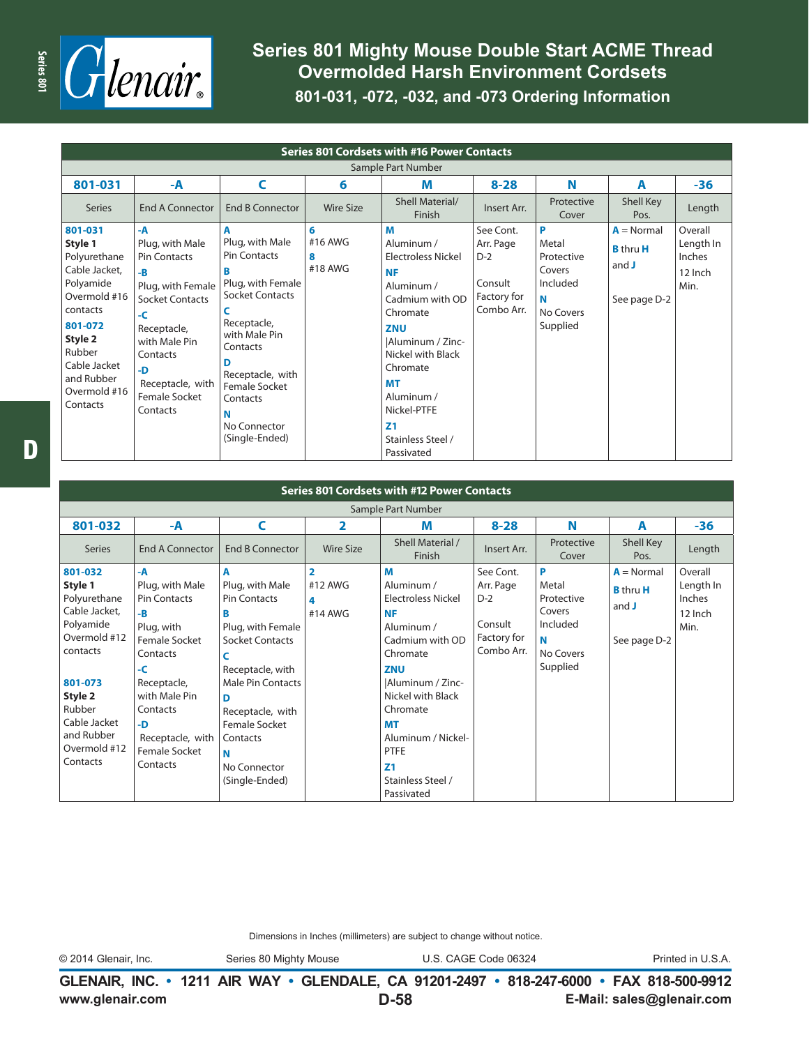# Series 801 Mighty Mouse Double Start ACME Thread Overmolded Harsh Environment Cordsets

## 801-031, -072, -032, and -073 Ordering Information

| Series 801 Cordsets with #16 Power Contacts | | | | | | | | |
|---|---|---|---|---|---|---|---|---|
| Sample Part Number | | | | | | | | |
| **801-031** | **-A** | **C** | **6** | **M** | **8-28** | **N** | **A** | **-36** |
| Series | End A Connector | End B Connector | Wire Size | Shell Material/ Finish | Insert Arr. | Protective Cover | Shell Key Pos. | Length |
| **801-031** **Style 1** Polyurethane Cable Jacket, Polyamide Overmold #16 contacts **801-072** **Style 2** Rubber Cable Jacket and Rubber Overmold #16 Contacts | **-A** Plug, with Male Pin Contacts **-B** Plug, with Female Socket Contacts **-C** Receptacle, with Male Pin Contacts **-D** Receptacle, with Female Socket Contacts | **A** Plug, with Male Pin Contacts **B** Plug, with Female Socket Contacts **C** Receptacle, with Male Pin Contacts **D** Receptacle, with Female Socket Contacts **N** No Connector (Single-Ended) | **6** #16 AWG **8** #18 AWG | **M** Aluminum / Electroless Nickel **NF** Aluminum / Cadmium with OD Chromate **ZNU** Aluminum / Zinc-Nickel with Black Chromate **MT** Aluminum / Nickel-PTFE **Z1** Stainless Steel / Passivated | See Cont. Arr. Page D-2 Consult Factory for Combo Arr. | **P** Metal Protective Covers Included **N** No Covers Supplied | **A** = Normal **B** thru **H** and **J** See page D-2 | Overall Length In Inches 12 Inch Min. |

| Series 801 Cordsets with #12 Power Contacts | | | | | | | | |
|---|---|---|---|---|---|---|---|---|
| Sample Part Number | | | | | | | | |
| **801-032** | **-A** | **C** | **2** | **M** | **8-28** | **N** | **A** | **-36** |
| Series | End A Connector | End B Connector | Wire Size | Shell Material / Finish | Insert Arr. | Protective Cover | Shell Key Pos. | Length |
| **801-032** **Style 1** Polyurethane Cable Jacket, Polyamide Overmold #12 contacts **801-073** **Style 2** Rubber Cable Jacket and Rubber Overmold #12 Contacts | **-A** Plug, with Male Pin Contacts **-B** Plug, with Female Socket Contacts **-C** Receptacle, with Male Pin Contacts **-D** Receptacle, with Female Socket Contacts | **A** Plug, with Male Pin Contacts **B** Plug, with Female Socket Contacts **C** Receptacle, with Male Pin Contacts **D** Receptacle, with Female Socket Contacts **N** No Connector (Single-Ended) | **2** #12 AWG **4** #14 AWG | **M** Aluminum / Electroless Nickel **NF** Aluminum / Cadmium with OD Chromate **ZNU** Aluminum / Zinc-Nickel with Black Chromate **MT** Aluminum / Nickel-PTFE **Z1** Stainless Steel / Passivated | See Cont. Arr. Page D-2 Consult Factory for Combo Arr. | **P** Metal Protective Covers Included **N** No Covers Supplied | **A** = Normal **B** thru **H** and **J** See page D-2 | Overall Length In Inches 12 Inch Min. |

Dimensions in Inches (millimeters) are subject to change without notice.